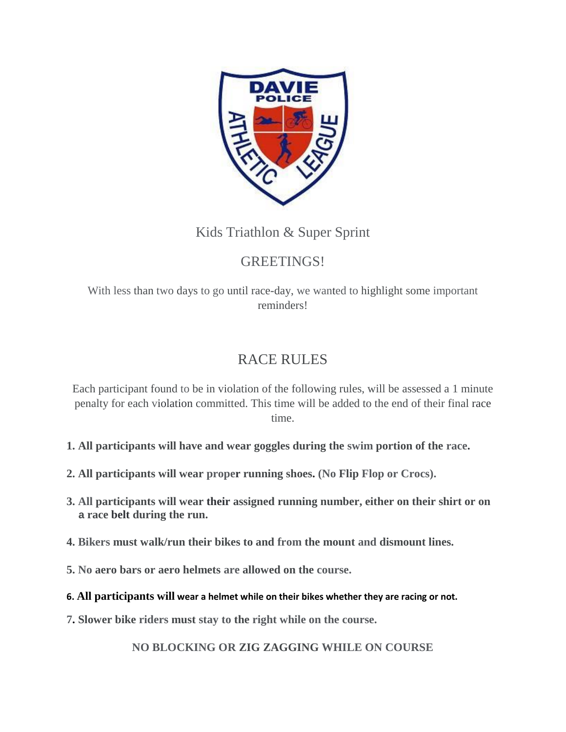Kids Triathlon & Super Sprint

## GREETINGS!

With less than two days to go until race-day, we wanted to highlight some important reminders!

## RACE RULES

Each participant found to be in violation of the following rules, will be assessed a 1 minute penalty for each violation committed. This time will be added to the end of their final race time.

1. **All participants will have and wear goggles during the swim portion of the race.**
2. **All participants will wear proper running shoes. (No Flip Flop or Crocs).**
3. **All participants will wear their assigned running number, either on their shirt or on a race belt during the run.**
4. **Bikers must walk/run their bikes to and from the mount and dismount lines.**
5. **No aero bars or aero helmets are allowed on the course.**
6. **All participants will wear a helmet while on their bikes whether they are racing or not.**
7. **Slower bike riders must stay to the right while on the course.**

**NO BLOCKING OR ZIG ZAGGING WHILE ON COURSE**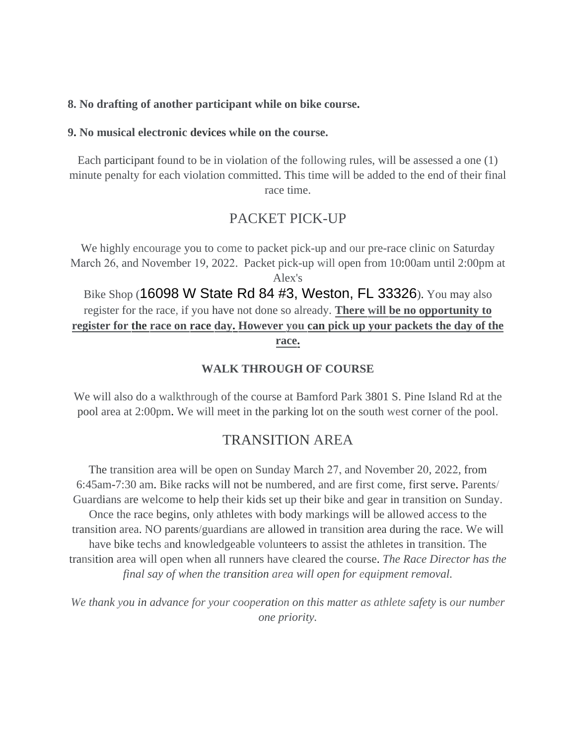**8. No drafting of another participant while on bike course.**

**9. No musical electronic devices while on the course.**

Each participant found to be in violation of the following rules, will be assessed a one (1) minute penalty for each violation committed. This time will be added to the end of their final race time.

## PACKET PICK-UP

We highly encourage you to come to packet pick-up and our pre-race clinic on Saturday March 26, and November 19, 2022. Packet pick-up will open from 10:00am until 2:00pm at Alex's Bike Shop (16098 W State Rd 84 #3, Weston, FL 33326). You may also register for the race, if you have not done so already. **There will be no opportunity to register for the race on race day. However you can pick up your packets the day of the race.**

### WALK THROUGH OF COURSE

We will also do a walkthrough of the course at Bamford Park 3801 S. Pine Island Rd at the pool area at 2:00pm. We will meet in the parking lot on the south west corner of the pool.

## TRANSITION AREA

The transition area will be open on Sunday March 27, and November 20, 2022, from 6:45am-7:30 am. Bike racks will not be numbered, and are first come, first serve. Parents/ Guardians are welcome to help their kids set up their bike and gear in transition on Sunday. Once the race begins, only athletes with body markings will be allowed access to the transition area. NO parents/guardians are allowed in transition area during the race. We will have bike techs and knowledgeable volunteers to assist the athletes in transition. The transition area will open when all runners have cleared the course. *The Race Director has the final say of when the transition area will open for equipment removal.*

*We thank you in advance for your cooperation on this matter as athlete safety is our number one priority.*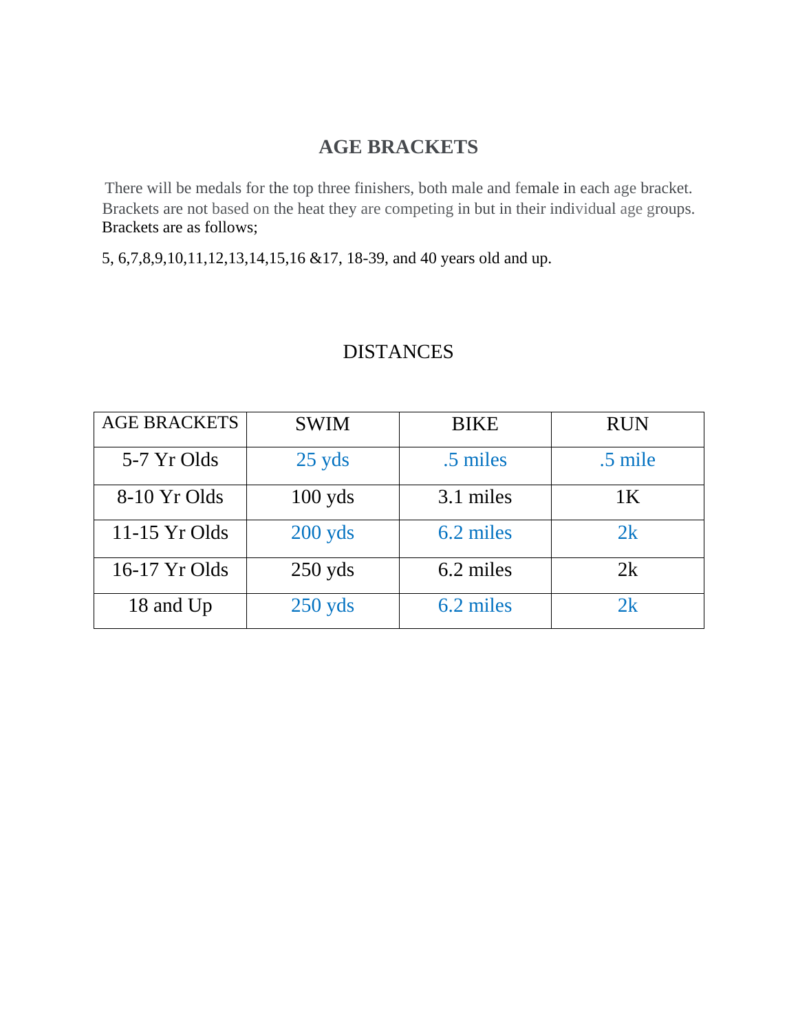## AGE BRACKETS

There will be medals for the top three finishers, both male and female in each age bracket. Brackets are not based on the heat they are competing in but in their individual age groups. Brackets are as follows;

5, 6,7,8,9,10,11,12,13,14,15,16 &17, 18-39, and 40 years old and up.

## DISTANCES

| AGE BRACKETS | SWIM | BIKE | RUN |
|---|---|---|---|
| 5-7 Yr Olds | 25 yds | .5 miles | .5 mile |
| 8-10 Yr Olds | 100 yds | 3.1 miles | 1K |
| 11-15 Yr Olds | 200 yds | 6.2 miles | 2k |
| 16-17 Yr Olds | 250 yds | 6.2 miles | 2k |
| 18 and Up | 250 yds | 6.2 miles | 2k |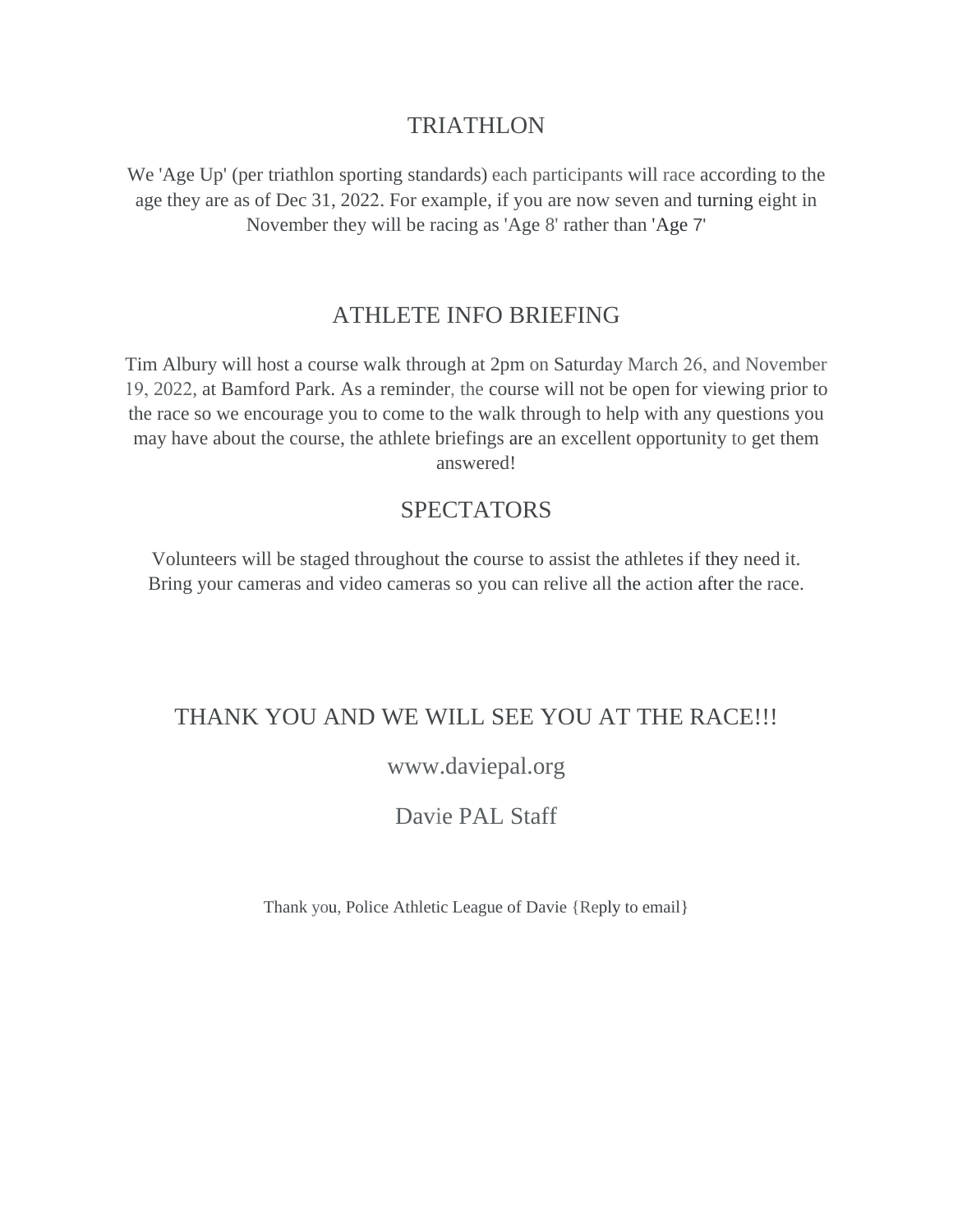## TRIATHLON

We 'Age Up' (per triathlon sporting standards) each participants will race according to the age they are as of Dec 31, 2022. For example, if you are now seven and turning eight in November they will be racing as 'Age 8' rather than 'Age 7'

## ATHLETE INFO BRIEFING

Tim Albury will host a course walk through at 2pm on Saturday March 26, and November 19, 2022, at Bamford Park. As a reminder, the course will not be open for viewing prior to the race so we encourage you to come to the walk through to help with any questions you may have about the course, the athlete briefings are an excellent opportunity to get them answered!

## SPECTATORS

Volunteers will be staged throughout the course to assist the athletes if they need it. Bring your cameras and video cameras so you can relive all the action after the race.

## THANK YOU AND WE WILL SEE YOU AT THE RACE!!!

www.daviepal.org

Davie PAL Staff

Thank you, Police Athletic League of Davie {Reply to email}